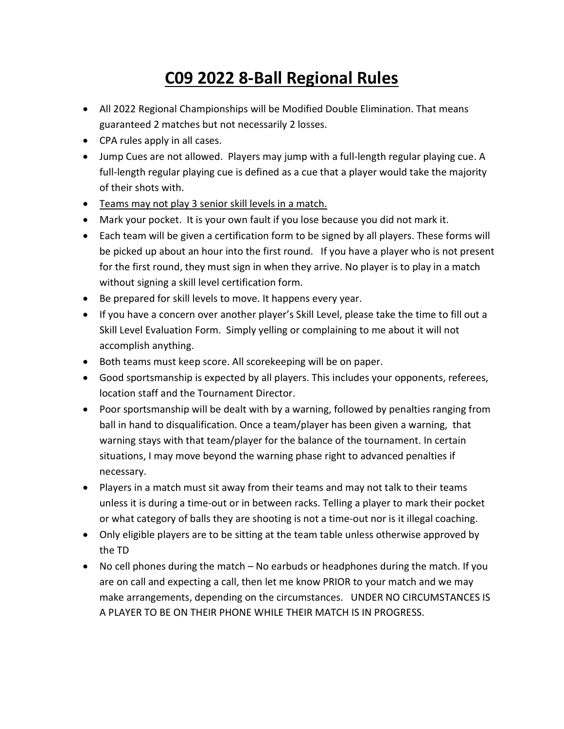# C09 2022 8-Ball Regional Rules

- All 2022 Regional Championships will be Modified Double Elimination. That means guaranteed 2 matches but not necessarily 2 losses.
- CPA rules apply in all cases.
- Jump Cues are not allowed. Players may jump with a full-length regular playing cue. A full-length regular playing cue is defined as a cue that a player would take the majority of their shots with.
- <u>Teams may not play 3 senior skill levels in a match.</u>
- Mark your pocket. It is your own fault if you lose because you did not mark it.
- Each team will be given a certification form to be signed by all players. These forms will be picked up about an hour into the first round. If you have a player who is not present for the first round, they must sign in when they arrive. No player is to play in a match without signing a skill level certification form.
- Be prepared for skill levels to move. It happens every year.
- If you have a concern over another player's Skill Level, please take the time to fill out a Skill Level Evaluation Form. Simply yelling or complaining to me about it will not accomplish anything.
- Both teams must keep score. All scorekeeping will be on paper.
- Good sportsmanship is expected by all players. This includes your opponents, referees, location staff and the Tournament Director.
- Poor sportsmanship will be dealt with by a warning, followed by penalties ranging from ball in hand to disqualification. Once a team/player has been given a warning, that warning stays with that team/player for the balance of the tournament. In certain situations, I may move beyond the warning phase right to advanced penalties if necessary.
- Players in a match must sit away from their teams and may not talk to their teams unless it is during a time-out or in between racks. Telling a player to mark their pocket or what category of balls they are shooting is not a time-out nor is it illegal coaching.
- Only eligible players are to be sitting at the team table unless otherwise approved by the TD
- No cell phones during the match – No earbuds or headphones during the match. If you are on call and expecting a call, then let me know PRIOR to your match and we may make arrangements, depending on the circumstances. UNDER NO CIRCUMSTANCES IS A PLAYER TO BE ON THEIR PHONE WHILE THEIR MATCH IS IN PROGRESS.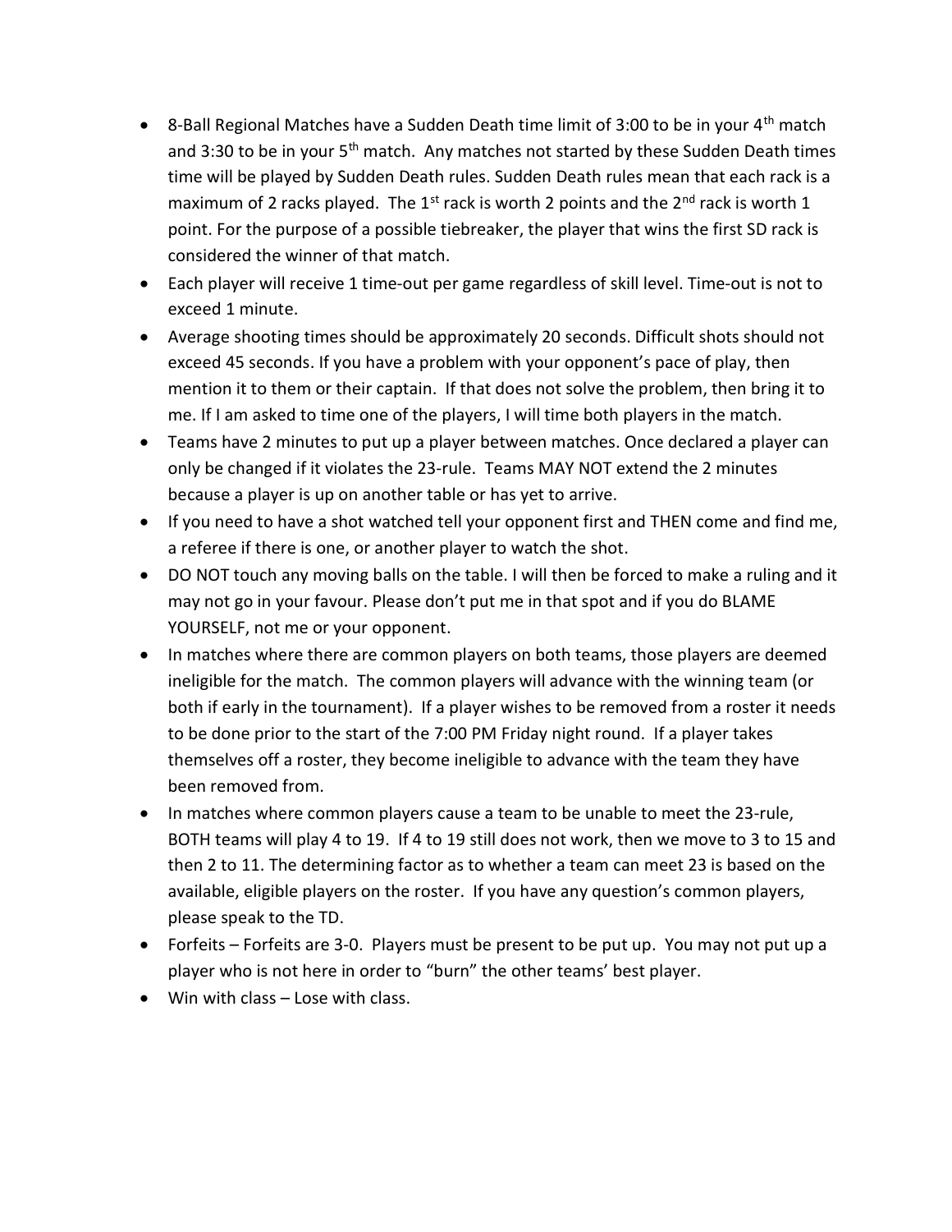- 8-Ball Regional Matches have a Sudden Death time limit of 3:00 to be in your 4th match and 3:30 to be in your 5th match. Any matches not started by these Sudden Death times time will be played by Sudden Death rules. Sudden Death rules mean that each rack is a maximum of 2 racks played. The 1st rack is worth 2 points and the 2nd rack is worth 1 point. For the purpose of a possible tiebreaker, the player that wins the first SD rack is considered the winner of that match.
- Each player will receive 1 time-out per game regardless of skill level. Time-out is not to exceed 1 minute.
- Average shooting times should be approximately 20 seconds. Difficult shots should not exceed 45 seconds. If you have a problem with your opponent's pace of play, then mention it to them or their captain. If that does not solve the problem, then bring it to me. If I am asked to time one of the players, I will time both players in the match.
- Teams have 2 minutes to put up a player between matches. Once declared a player can only be changed if it violates the 23-rule. Teams MAY NOT extend the 2 minutes because a player is up on another table or has yet to arrive.
- If you need to have a shot watched tell your opponent first and THEN come and find me, a referee if there is one, or another player to watch the shot.
- DO NOT touch any moving balls on the table. I will then be forced to make a ruling and it may not go in your favour. Please don't put me in that spot and if you do BLAME YOURSELF, not me or your opponent.
- In matches where there are common players on both teams, those players are deemed ineligible for the match. The common players will advance with the winning team (or both if early in the tournament). If a player wishes to be removed from a roster it needs to be done prior to the start of the 7:00 PM Friday night round. If a player takes themselves off a roster, they become ineligible to advance with the team they have been removed from.
- In matches where common players cause a team to be unable to meet the 23-rule, BOTH teams will play 4 to 19. If 4 to 19 still does not work, then we move to 3 to 15 and then 2 to 11. The determining factor as to whether a team can meet 23 is based on the available, eligible players on the roster. If you have any question's common players, please speak to the TD.
- Forfeits – Forfeits are 3-0. Players must be present to be put up. You may not put up a player who is not here in order to "burn" the other teams' best player.
- Win with class – Lose with class.